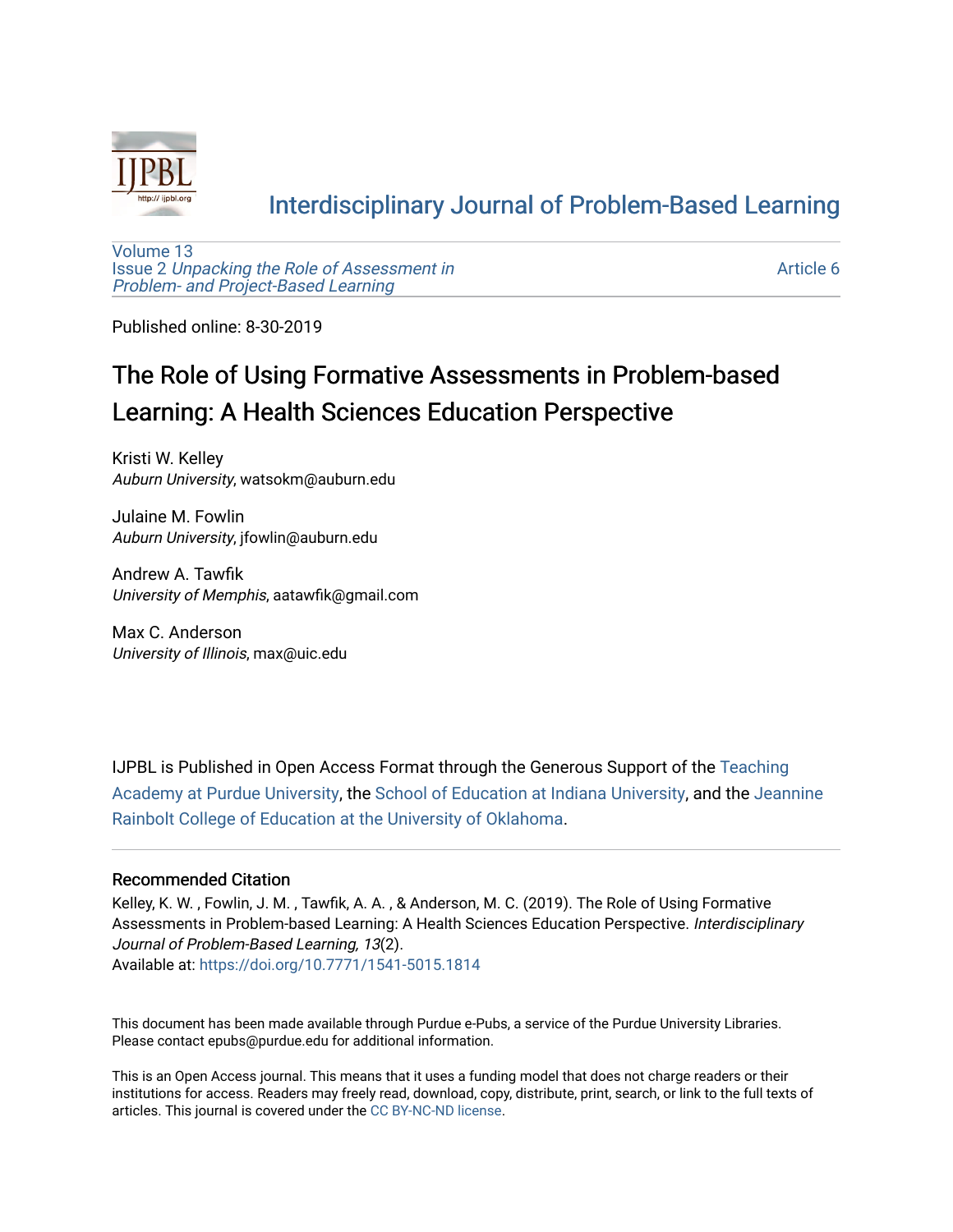Interdisciplinary Journal of Problem-Based Learning

Volume 13
Issue 2 *Unpacking the Role of Assessment in Problem- and Project-Based Learning*

Article 6

Published online: 8-30-2019

# The Role of Using Formative Assessments in Problem-based Learning: A Health Sciences Education Perspective

Kristi W. Kelley
*Auburn University*, watsokm@auburn.edu

Julaine M. Fowlin
*Auburn University*, jfowlin@auburn.edu

Andrew A. Tawfik
*University of Memphis*, aatawfik@gmail.com

Max C. Anderson
*University of Illinois*, max@uic.edu

IJPBL is Published in Open Access Format through the Generous Support of the Teaching Academy at Purdue University, the School of Education at Indiana University, and the Jeannine Rainbolt College of Education at the University of Oklahoma.

## Recommended Citation

Kelley, K. W. , Fowlin, J. M. , Tawfik, A. A. , & Anderson, M. C. (2019). The Role of Using Formative Assessments in Problem-based Learning: A Health Sciences Education Perspective. *Interdisciplinary Journal of Problem-Based Learning, 13*(2).
Available at: https://doi.org/10.7771/1541-5015.1814

This document has been made available through Purdue e-Pubs, a service of the Purdue University Libraries. Please contact epubs@purdue.edu for additional information.

This is an Open Access journal. This means that it uses a funding model that does not charge readers or their institutions for access. Readers may freely read, download, copy, distribute, print, search, or link to the full texts of articles. This journal is covered under the CC BY-NC-ND license.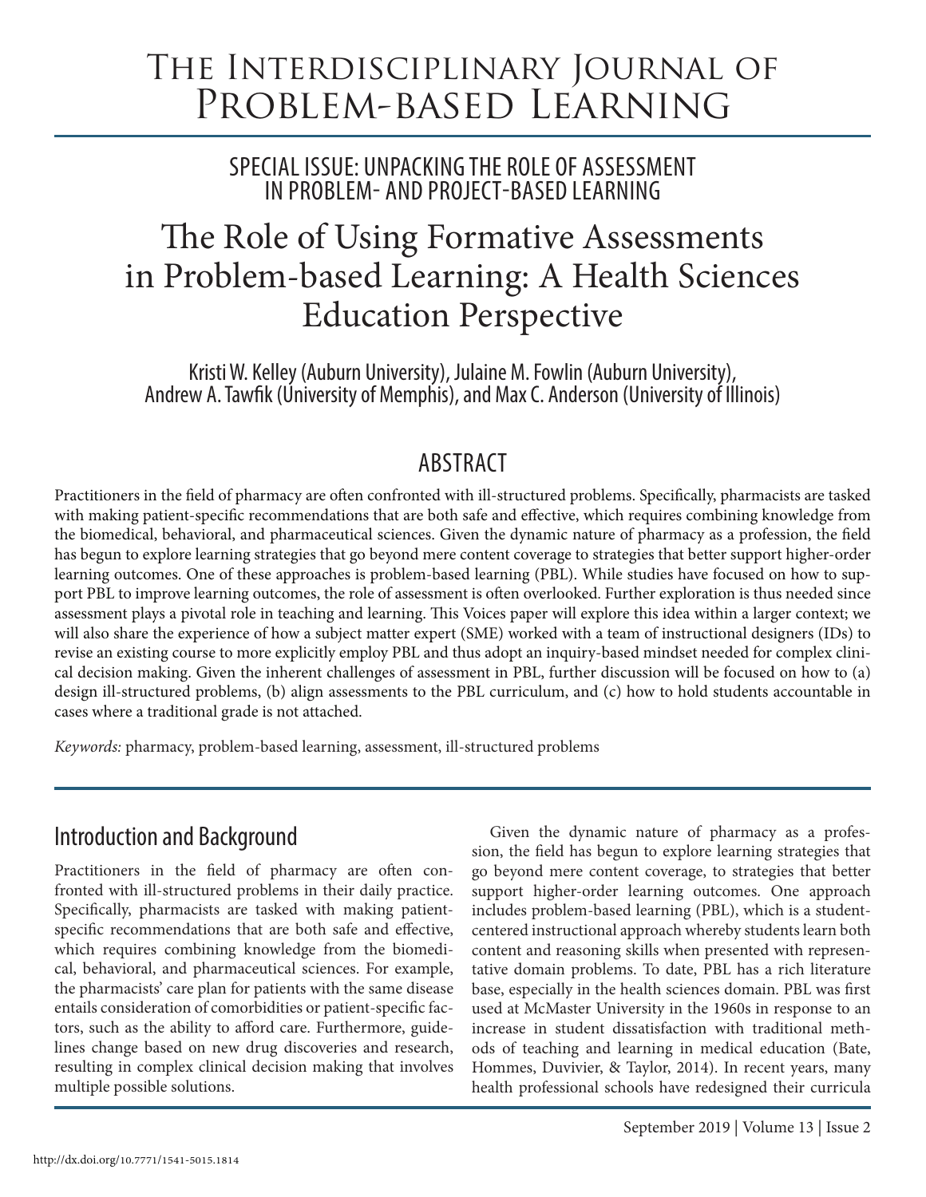# The Interdisciplinary Journal of Problem-based Learning

## Special Issue: Unpacking the Role of Assessment in Problem- and Project-based Learning

# The Role of Using Formative Assessments in Problem-based Learning: A Health Sciences Education Perspective

Kristi W. Kelley (Auburn University), Julaine M. Fowlin (Auburn University), Andrew A. Tawfik (University of Memphis), and Max C. Anderson (University of Illinois)

## Abstract

Practitioners in the field of pharmacy are often confronted with ill-structured problems. Specifically, pharmacists are tasked with making patient-specific recommendations that are both safe and effective, which requires combining knowledge from the biomedical, behavioral, and pharmaceutical sciences. Given the dynamic nature of pharmacy as a profession, the field has begun to explore learning strategies that go beyond mere content coverage to strategies that better support higher-order learning outcomes. One of these approaches is problem-based learning (PBL). While studies have focused on how to support PBL to improve learning outcomes, the role of assessment is often overlooked. Further exploration is thus needed since assessment plays a pivotal role in teaching and learning. This Voices paper will explore this idea within a larger context; we will also share the experience of how a subject matter expert (SME) worked with a team of instructional designers (IDs) to revise an existing course to more explicitly employ PBL and thus adopt an inquiry-based mindset needed for complex clinical decision making. Given the inherent challenges of assessment in PBL, further discussion will be focused on how to (a) design ill-structured problems, (b) align assessments to the PBL curriculum, and (c) how to hold students accountable in cases where a traditional grade is not attached.

*Keywords:* pharmacy, problem-based learning, assessment, ill-structured problems

## Introduction and Background

Practitioners in the field of pharmacy are often confronted with ill-structured problems in their daily practice. Specifically, pharmacists are tasked with making patient-specific recommendations that are both safe and effective, which requires combining knowledge from the biomedical, behavioral, and pharmaceutical sciences. For example, the pharmacists' care plan for patients with the same disease entails consideration of comorbidities or patient-specific factors, such as the ability to afford care. Furthermore, guidelines change based on new drug discoveries and research, resulting in complex clinical decision making that involves multiple possible solutions.

Given the dynamic nature of pharmacy as a profession, the field has begun to explore learning strategies that go beyond mere content coverage, to strategies that better support higher-order learning outcomes. One approach includes problem-based learning (PBL), which is a student-centered instructional approach whereby students learn both content and reasoning skills when presented with representative domain problems. To date, PBL has a rich literature base, especially in the health sciences domain. PBL was first used at McMaster University in the 1960s in response to an increase in student dissatisfaction with traditional methods of teaching and learning in medical education (Bate, Hommes, Duvivier, & Taylor, 2014). In recent years, many health professional schools have redesigned their curricula

http://dx.doi.org/10.7771/1541-5015.1814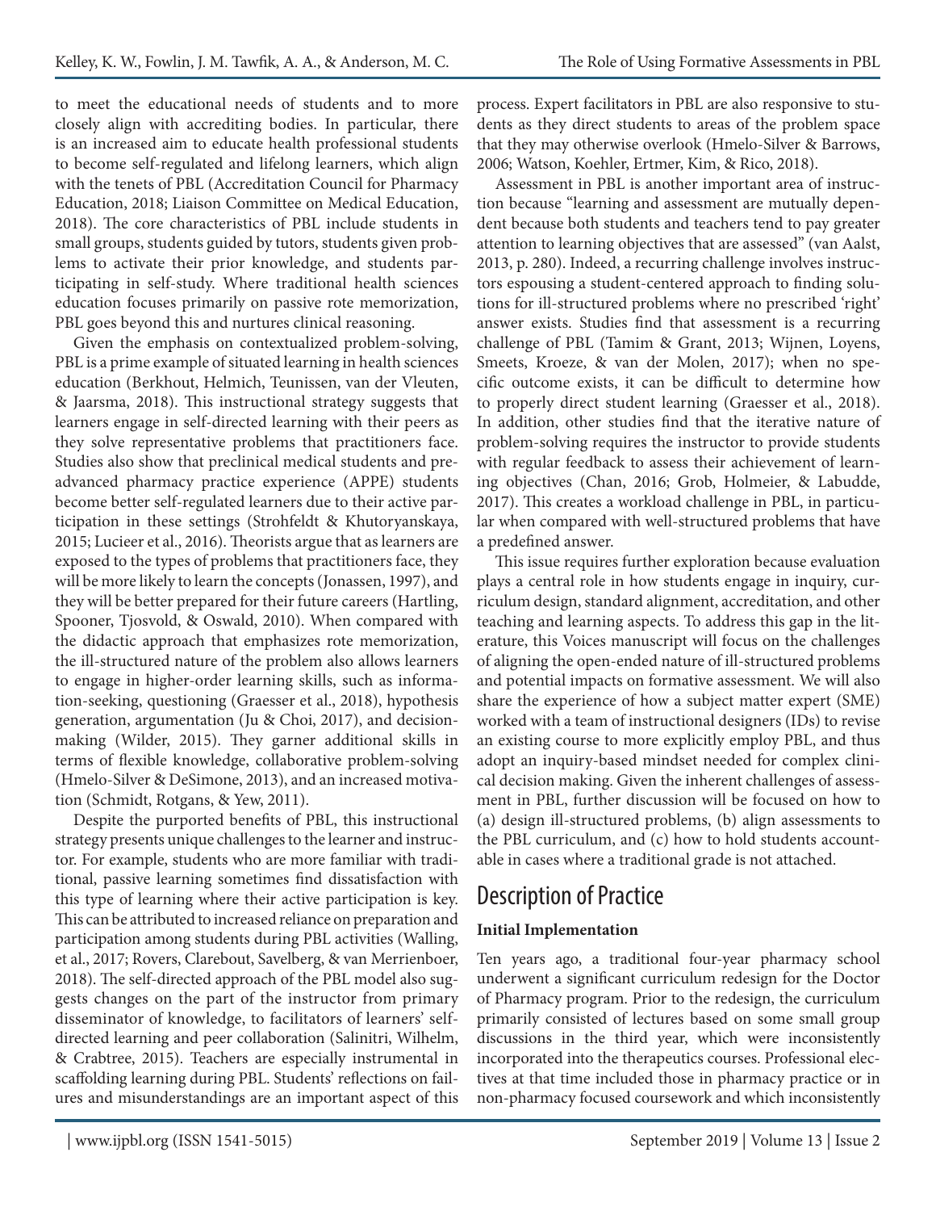to meet the educational needs of students and to more closely align with accrediting bodies. In particular, there is an increased aim to educate health professional students to become self-regulated and lifelong learners, which align with the tenets of PBL (Accreditation Council for Pharmacy Education, 2018; Liaison Committee on Medical Education, 2018). The core characteristics of PBL include students in small groups, students guided by tutors, students given problems to activate their prior knowledge, and students participating in self-study. Where traditional health sciences education focuses primarily on passive rote memorization, PBL goes beyond this and nurtures clinical reasoning.

Given the emphasis on contextualized problem-solving, PBL is a prime example of situated learning in health sciences education (Berkhout, Helmich, Teunissen, van der Vleuten, & Jaarsma, 2018). This instructional strategy suggests that learners engage in self-directed learning with their peers as they solve representative problems that practitioners face. Studies also show that preclinical medical students and pre-advanced pharmacy practice experience (APPE) students become better self-regulated learners due to their active participation in these settings (Strohfeldt & Khutoryanskaya, 2015; Lucieer et al., 2016). Theorists argue that as learners are exposed to the types of problems that practitioners face, they will be more likely to learn the concepts (Jonassen, 1997), and they will be better prepared for their future careers (Hartling, Spooner, Tjosvold, & Oswald, 2010). When compared with the didactic approach that emphasizes rote memorization, the ill-structured nature of the problem also allows learners to engage in higher-order learning skills, such as information-seeking, questioning (Graesser et al., 2018), hypothesis generation, argumentation (Ju & Choi, 2017), and decision-making (Wilder, 2015). They garner additional skills in terms of flexible knowledge, collaborative problem-solving (Hmelo-Silver & DeSimone, 2013), and an increased motivation (Schmidt, Rotgans, & Yew, 2011).

Despite the purported benefits of PBL, this instructional strategy presents unique challenges to the learner and instructor. For example, students who are more familiar with traditional, passive learning sometimes find dissatisfaction with this type of learning where their active participation is key. This can be attributed to increased reliance on preparation and participation among students during PBL activities (Walling, et al., 2017; Rovers, Clarebout, Savelberg, & van Merrienboer, 2018). The self-directed approach of the PBL model also suggests changes on the part of the instructor from primary disseminator of knowledge, to facilitators of learners' self-directed learning and peer collaboration (Salinitri, Wilhelm, & Crabtree, 2015). Teachers are especially instrumental in scaffolding learning during PBL. Students' reflections on failures and misunderstandings are an important aspect of this process. Expert facilitators in PBL are also responsive to students as they direct students to areas of the problem space that they may otherwise overlook (Hmelo-Silver & Barrows, 2006; Watson, Koehler, Ertmer, Kim, & Rico, 2018).

Assessment in PBL is another important area of instruction because "learning and assessment are mutually dependent because both students and teachers tend to pay greater attention to learning objectives that are assessed" (van Aalst, 2013, p. 280). Indeed, a recurring challenge involves instructors espousing a student-centered approach to finding solutions for ill-structured problems where no prescribed 'right' answer exists. Studies find that assessment is a recurring challenge of PBL (Tamim & Grant, 2013; Wijnen, Loyens, Smeets, Kroeze, & van der Molen, 2017); when no specific outcome exists, it can be difficult to determine how to properly direct student learning (Graesser et al., 2018). In addition, other studies find that the iterative nature of problem-solving requires the instructor to provide students with regular feedback to assess their achievement of learning objectives (Chan, 2016; Grob, Holmeier, & Labudde, 2017). This creates a workload challenge in PBL, in particular when compared with well-structured problems that have a predefined answer.

This issue requires further exploration because evaluation plays a central role in how students engage in inquiry, curriculum design, standard alignment, accreditation, and other teaching and learning aspects. To address this gap in the literature, this Voices manuscript will focus on the challenges of aligning the open-ended nature of ill-structured problems and potential impacts on formative assessment. We will also share the experience of how a subject matter expert (SME) worked with a team of instructional designers (IDs) to revise an existing course to more explicitly employ PBL, and thus adopt an inquiry-based mindset needed for complex clinical decision making. Given the inherent challenges of assessment in PBL, further discussion will be focused on how to (a) design ill-structured problems, (b) align assessments to the PBL curriculum, and (c) how to hold students accountable in cases where a traditional grade is not attached.

## Description of Practice

### Initial Implementation

Ten years ago, a traditional four-year pharmacy school underwent a significant curriculum redesign for the Doctor of Pharmacy program. Prior to the redesign, the curriculum primarily consisted of lectures based on some small group discussions in the third year, which were inconsistently incorporated into the therapeutics courses. Professional electives at that time included those in pharmacy practice or in non-pharmacy focused coursework and which inconsistently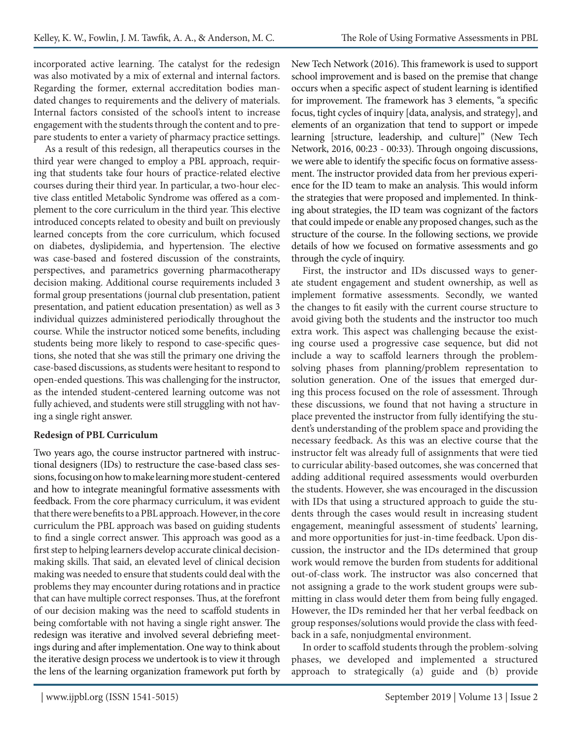incorporated active learning. The catalyst for the redesign was also motivated by a mix of external and internal factors. Regarding the former, external accreditation bodies mandated changes to requirements and the delivery of materials. Internal factors consisted of the school's intent to increase engagement with the students through the content and to prepare students to enter a variety of pharmacy practice settings.

As a result of this redesign, all therapeutics courses in the third year were changed to employ a PBL approach, requiring that students take four hours of practice-related elective courses during their third year. In particular, a two-hour elective class entitled Metabolic Syndrome was offered as a complement to the core curriculum in the third year. This elective introduced concepts related to obesity and built on previously learned concepts from the core curriculum, which focused on diabetes, dyslipidemia, and hypertension. The elective was case-based and fostered discussion of the constraints, perspectives, and parametrics governing pharmacotherapy decision making. Additional course requirements included 3 formal group presentations (journal club presentation, patient presentation, and patient education presentation) as well as 3 individual quizzes administered periodically throughout the course. While the instructor noticed some benefits, including students being more likely to respond to case-specific questions, she noted that she was still the primary one driving the case-based discussions, as students were hesitant to respond to open-ended questions. This was challenging for the instructor, as the intended student-centered learning outcome was not fully achieved, and students were still struggling with not having a single right answer.

**Redesign of PBL Curriculum**

Two years ago, the course instructor partnered with instructional designers (IDs) to restructure the case-based class sessions, focusing on how to make learning more student-centered and how to integrate meaningful formative assessments with feedback. From the core pharmacy curriculum, it was evident that there were benefits to a PBL approach. However, in the core curriculum the PBL approach was based on guiding students to find a single correct answer. This approach was good as a first step to helping learners develop accurate clinical decision-making skills. That said, an elevated level of clinical decision making was needed to ensure that students could deal with the problems they may encounter during rotations and in practice that can have multiple correct responses. Thus, at the forefront of our decision making was the need to scaffold students in being comfortable with not having a single right answer. The redesign was iterative and involved several debriefing meetings during and after implementation. One way to think about the iterative design process we undertook is to view it through the lens of the learning organization framework put forth by New Tech Network (2016). This framework is used to support school improvement and is based on the premise that change occurs when a specific aspect of student learning is identified for improvement. The framework has 3 elements, "a specific focus, tight cycles of inquiry [data, analysis, and strategy], and elements of an organization that tend to support or impede learning [structure, leadership, and culture]" (New Tech Network, 2016, 00:23 - 00:33). Through ongoing discussions, we were able to identify the specific focus on formative assessment. The instructor provided data from her previous experience for the ID team to make an analysis. This would inform the strategies that were proposed and implemented. In thinking about strategies, the ID team was cognizant of the factors that could impede or enable any proposed changes, such as the structure of the course. In the following sections, we provide details of how we focused on formative assessments and go through the cycle of inquiry.

First, the instructor and IDs discussed ways to generate student engagement and student ownership, as well as implement formative assessments. Secondly, we wanted the changes to fit easily with the current course structure to avoid giving both the students and the instructor too much extra work. This aspect was challenging because the existing course used a progressive case sequence, but did not include a way to scaffold learners through the problem-solving phases from planning/problem representation to solution generation. One of the issues that emerged during this process focused on the role of assessment. Through these discussions, we found that not having a structure in place prevented the instructor from fully identifying the student's understanding of the problem space and providing the necessary feedback. As this was an elective course that the instructor felt was already full of assignments that were tied to curricular ability-based outcomes, she was concerned that adding additional required assessments would overburden the students. However, she was encouraged in the discussion with IDs that using a structured approach to guide the students through the cases would result in increasing student engagement, meaningful assessment of students' learning, and more opportunities for just-in-time feedback. Upon discussion, the instructor and the IDs determined that group work would remove the burden from students for additional out-of-class work. The instructor was also concerned that not assigning a grade to the work student groups were submitting in class would deter them from being fully engaged. However, the IDs reminded her that her verbal feedback on group responses/solutions would provide the class with feedback in a safe, nonjudgmental environment.

In order to scaffold students through the problem-solving phases, we developed and implemented a structured approach to strategically (a) guide and (b) provide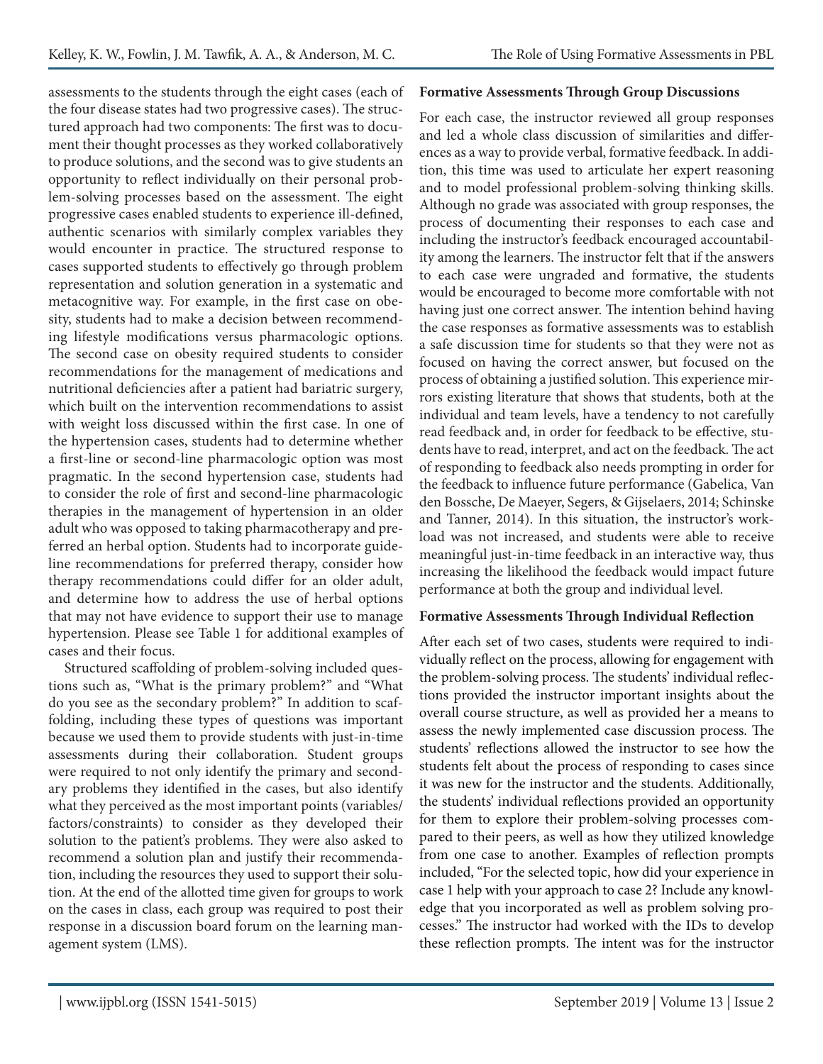assessments to the students through the eight cases (each of the four disease states had two progressive cases). The structured approach had two components: The first was to document their thought processes as they worked collaboratively to produce solutions, and the second was to give students an opportunity to reflect individually on their personal problem-solving processes based on the assessment. The eight progressive cases enabled students to experience ill-defined, authentic scenarios with similarly complex variables they would encounter in practice. The structured response to cases supported students to effectively go through problem representation and solution generation in a systematic and metacognitive way. For example, in the first case on obesity, students had to make a decision between recommending lifestyle modifications versus pharmacologic options. The second case on obesity required students to consider recommendations for the management of medications and nutritional deficiencies after a patient had bariatric surgery, which built on the intervention recommendations to assist with weight loss discussed within the first case. In one of the hypertension cases, students had to determine whether a first-line or second-line pharmacologic option was most pragmatic. In the second hypertension case, students had to consider the role of first and second-line pharmacologic therapies in the management of hypertension in an older adult who was opposed to taking pharmacotherapy and preferred an herbal option. Students had to incorporate guideline recommendations for preferred therapy, consider how therapy recommendations could differ for an older adult, and determine how to address the use of herbal options that may not have evidence to support their use to manage hypertension. Please see Table 1 for additional examples of cases and their focus.

Structured scaffolding of problem-solving included questions such as, "What is the primary problem?" and "What do you see as the secondary problem?" In addition to scaffolding, including these types of questions was important because we used them to provide students with just-in-time assessments during their collaboration. Student groups were required to not only identify the primary and secondary problems they identified in the cases, but also identify what they perceived as the most important points (variables/factors/constraints) to consider as they developed their solution to the patient's problems. They were also asked to recommend a solution plan and justify their recommendation, including the resources they used to support their solution. At the end of the allotted time given for groups to work on the cases in class, each group was required to post their response in a discussion board forum on the learning management system (LMS).

**Formative Assessments Through Group Discussions**

For each case, the instructor reviewed all group responses and led a whole class discussion of similarities and differences as a way to provide verbal, formative feedback. In addition, this time was used to articulate her expert reasoning and to model professional problem-solving thinking skills. Although no grade was associated with group responses, the process of documenting their responses to each case and including the instructor's feedback encouraged accountability among the learners. The instructor felt that if the answers to each case were ungraded and formative, the students would be encouraged to become more comfortable with not having just one correct answer. The intention behind having the case responses as formative assessments was to establish a safe discussion time for students so that they were not as focused on having the correct answer, but focused on the process of obtaining a justified solution. This experience mirrors existing literature that shows that students, both at the individual and team levels, have a tendency to not carefully read feedback and, in order for feedback to be effective, students have to read, interpret, and act on the feedback. The act of responding to feedback also needs prompting in order for the feedback to influence future performance (Gabelica, Van den Bossche, De Maeyer, Segers, & Gijselaers, 2014; Schinske and Tanner, 2014). In this situation, the instructor's workload was not increased, and students were able to receive meaningful just-in-time feedback in an interactive way, thus increasing the likelihood the feedback would impact future performance at both the group and individual level.

**Formative Assessments Through Individual Reflection**

After each set of two cases, students were required to individually reflect on the process, allowing for engagement with the problem-solving process. The students' individual reflections provided the instructor important insights about the overall course structure, as well as provided her a means to assess the newly implemented case discussion process. The students' reflections allowed the instructor to see how the students felt about the process of responding to cases since it was new for the instructor and the students. Additionally, the students' individual reflections provided an opportunity for them to explore their problem-solving processes compared to their peers, as well as how they utilized knowledge from one case to another. Examples of reflection prompts included, "For the selected topic, how did your experience in case 1 help with your approach to case 2? Include any knowledge that you incorporated as well as problem solving processes." The instructor had worked with the IDs to develop these reflection prompts. The intent was for the instructor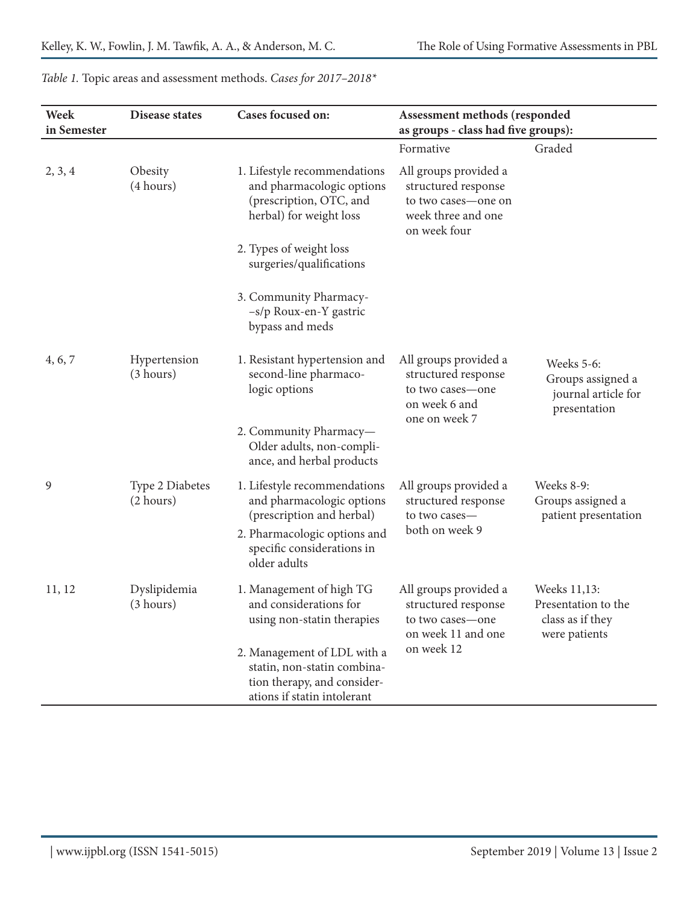*Table 1.* Topic areas and assessment methods. *Cases for 2017–2018**

| Week in Semester | Disease states | Cases focused on: | Assessment methods (responded as groups - class had five groups): | |
|---|---|---|---|---|
| | | | Formative | Graded |
| 2, 3, 4 | Obesity (4 hours) | 1. Lifestyle recommendations and pharmacologic options (prescription, OTC, and herbal) for weight loss<br>2. Types of weight loss surgeries/qualifications<br>3. Community Pharmacy-–s/p Roux-en-Y gastric bypass and meds | All groups provided a structured response to two cases—one on week three and one on week four | |
| 4, 6, 7 | Hypertension (3 hours) | 1. Resistant hypertension and second-line pharmacologic options<br>2. Community Pharmacy—Older adults, non-compliance, and herbal products | All groups provided a structured response to two cases—one on week 6 and one on week 7 | Weeks 5-6: Groups assigned a journal article for presentation |
| 9 | Type 2 Diabetes (2 hours) | 1. Lifestyle recommendations and pharmacologic options (prescription and herbal)<br>2. Pharmacologic options and specific considerations in older adults | All groups provided a structured response to two cases—both on week 9 | Weeks 8-9: Groups assigned a patient presentation |
| 11, 12 | Dyslipidemia (3 hours) | 1. Management of high TG and considerations for using non-statin therapies<br>2. Management of LDL with a statin, non-statin combination therapy, and considerations if statin intolerant | All groups provided a structured response to two cases—one on week 11 and one on week 12 | Weeks 11,13: Presentation to the class as if they were patients |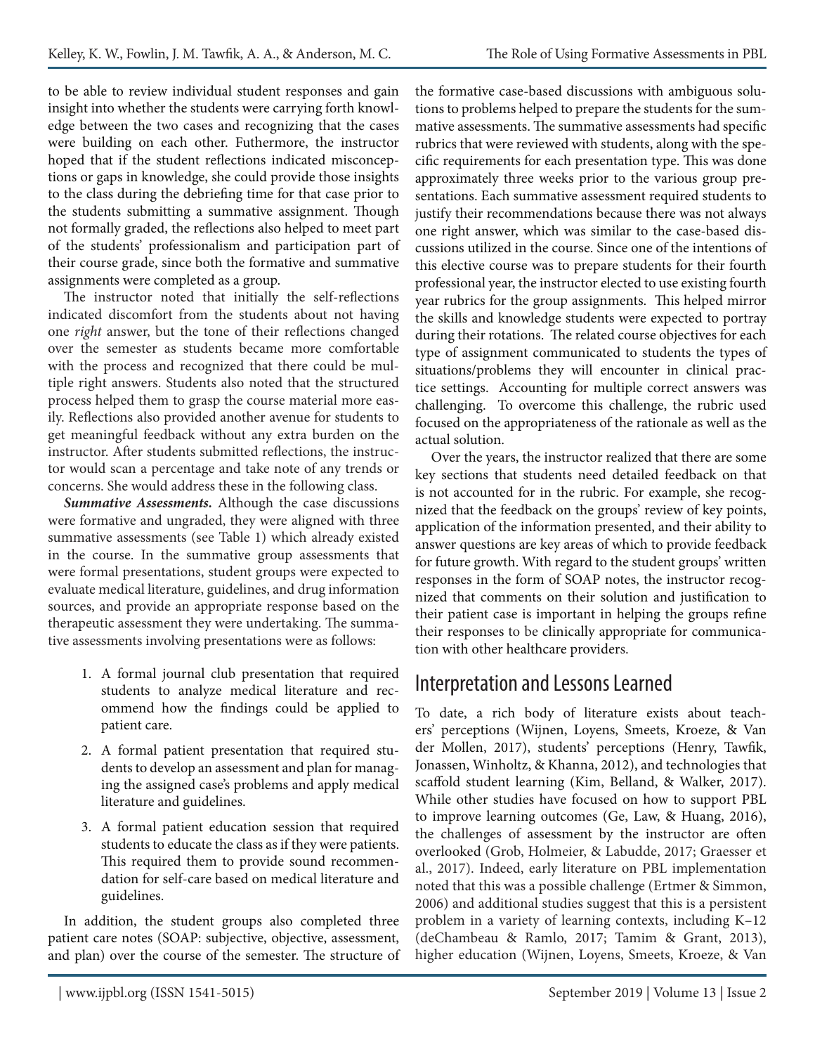to be able to review individual student responses and gain insight into whether the students were carrying forth knowledge between the two cases and recognizing that the cases were building on each other. Futhermore, the instructor hoped that if the student reflections indicated misconceptions or gaps in knowledge, she could provide those insights to the class during the debriefing time for that case prior to the students submitting a summative assignment. Though not formally graded, the reflections also helped to meet part of the students' professionalism and participation part of their course grade, since both the formative and summative assignments were completed as a group.

The instructor noted that initially the self-reflections indicated discomfort from the students about not having one *right* answer, but the tone of their reflections changed over the semester as students became more comfortable with the process and recognized that there could be multiple right answers. Students also noted that the structured process helped them to grasp the course material more easily. Reflections also provided another avenue for students to get meaningful feedback without any extra burden on the instructor. After students submitted reflections, the instructor would scan a percentage and take note of any trends or concerns. She would address these in the following class.

***Summative Assessments.*** Although the case discussions were formative and ungraded, they were aligned with three summative assessments (see Table 1) which already existed in the course. In the summative group assessments that were formal presentations, student groups were expected to evaluate medical literature, guidelines, and drug information sources, and provide an appropriate response based on the therapeutic assessment they were undertaking. The summative assessments involving presentations were as follows:

1. A formal journal club presentation that required students to analyze medical literature and recommend how the findings could be applied to patient care.
2. A formal patient presentation that required students to develop an assessment and plan for managing the assigned case's problems and apply medical literature and guidelines.
3. A formal patient education session that required students to educate the class as if they were patients. This required them to provide sound recommendation for self-care based on medical literature and guidelines.

In addition, the student groups also completed three patient care notes (SOAP: subjective, objective, assessment, and plan) over the course of the semester. The structure of the formative case-based discussions with ambiguous solutions to problems helped to prepare the students for the summative assessments. The summative assessments had specific rubrics that were reviewed with students, along with the specific requirements for each presentation type. This was done approximately three weeks prior to the various group presentations. Each summative assessment required students to justify their recommendations because there was not always one right answer, which was similar to the case-based discussions utilized in the course. Since one of the intentions of this elective course was to prepare students for their fourth professional year, the instructor elected to use existing fourth year rubrics for the group assignments. This helped mirror the skills and knowledge students were expected to portray during their rotations. The related course objectives for each type of assignment communicated to students the types of situations/problems they will encounter in clinical practice settings. Accounting for multiple correct answers was challenging. To overcome this challenge, the rubric used focused on the appropriateness of the rationale as well as the actual solution.

Over the years, the instructor realized that there are some key sections that students need detailed feedback on that is not accounted for in the rubric. For example, she recognized that the feedback on the groups' review of key points, application of the information presented, and their ability to answer questions are key areas of which to provide feedback for future growth. With regard to the student groups' written responses in the form of SOAP notes, the instructor recognized that comments on their solution and justification to their patient case is important in helping the groups refine their responses to be clinically appropriate for communication with other healthcare providers.

## Interpretation and Lessons Learned

To date, a rich body of literature exists about teachers' perceptions (Wijnen, Loyens, Smeets, Kroeze, & Van der Mollen, 2017), students' perceptions (Henry, Tawfik, Jonassen, Winholtz, & Khanna, 2012), and technologies that scaffold student learning (Kim, Belland, & Walker, 2017). While other studies have focused on how to support PBL to improve learning outcomes (Ge, Law, & Huang, 2016), the challenges of assessment by the instructor are often overlooked (Grob, Holmeier, & Labudde, 2017; Graesser et al., 2017). Indeed, early literature on PBL implementation noted that this was a possible challenge (Ertmer & Simmon, 2006) and additional studies suggest that this is a persistent problem in a variety of learning contexts, including K–12 (deChambeau & Ramlo, 2017; Tamim & Grant, 2013), higher education (Wijnen, Loyens, Smeets, Kroeze, & Van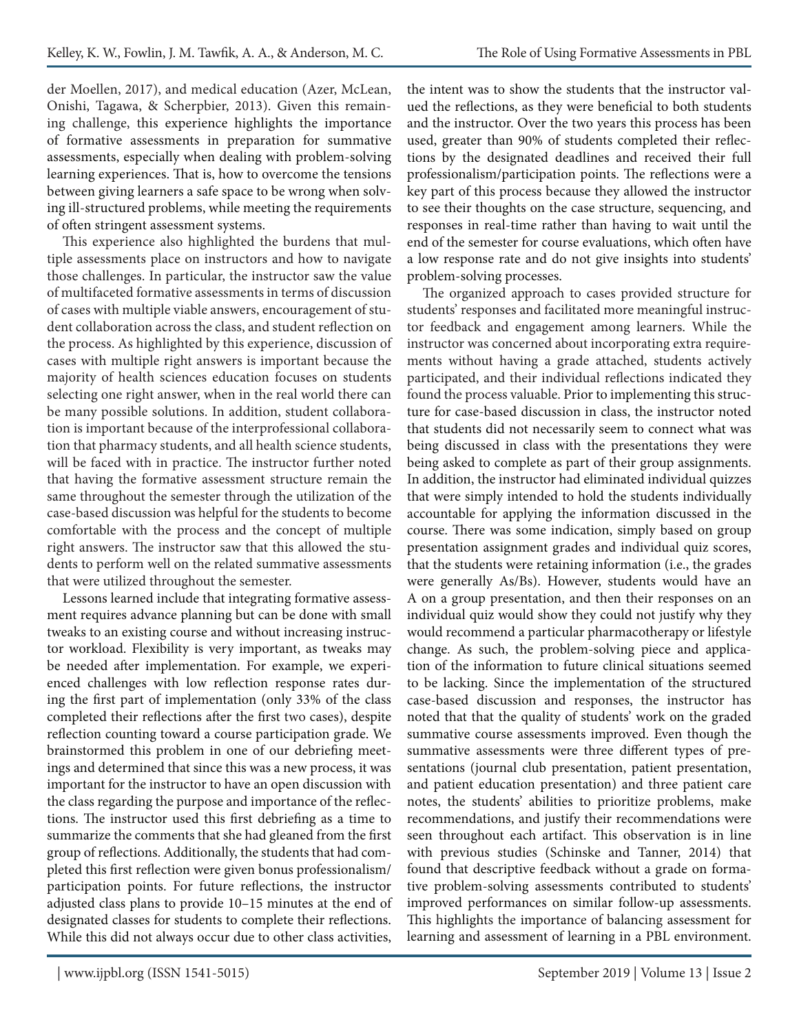der Moellen, 2017), and medical education (Azer, McLean, Onishi, Tagawa, & Scherpbier, 2013). Given this remaining challenge, this experience highlights the importance of formative assessments in preparation for summative assessments, especially when dealing with problem-solving learning experiences. That is, how to overcome the tensions between giving learners a safe space to be wrong when solving ill-structured problems, while meeting the requirements of often stringent assessment systems.

This experience also highlighted the burdens that multiple assessments place on instructors and how to navigate those challenges. In particular, the instructor saw the value of multifaceted formative assessments in terms of discussion of cases with multiple viable answers, encouragement of student collaboration across the class, and student reflection on the process. As highlighted by this experience, discussion of cases with multiple right answers is important because the majority of health sciences education focuses on students selecting one right answer, when in the real world there can be many possible solutions. In addition, student collaboration is important because of the interprofessional collaboration that pharmacy students, and all health science students, will be faced with in practice. The instructor further noted that having the formative assessment structure remain the same throughout the semester through the utilization of the case-based discussion was helpful for the students to become comfortable with the process and the concept of multiple right answers. The instructor saw that this allowed the students to perform well on the related summative assessments that were utilized throughout the semester.

Lessons learned include that integrating formative assessment requires advance planning but can be done with small tweaks to an existing course and without increasing instructor workload. Flexibility is very important, as tweaks may be needed after implementation. For example, we experienced challenges with low reflection response rates during the first part of implementation (only 33% of the class completed their reflections after the first two cases), despite reflection counting toward a course participation grade. We brainstormed this problem in one of our debriefing meetings and determined that since this was a new process, it was important for the instructor to have an open discussion with the class regarding the purpose and importance of the reflections. The instructor used this first debriefing as a time to summarize the comments that she had gleaned from the first group of reflections. Additionally, the students that had completed this first reflection were given bonus professionalism/participation points. For future reflections, the instructor adjusted class plans to provide 10–15 minutes at the end of designated classes for students to complete their reflections. While this did not always occur due to other class activities, the intent was to show the students that the instructor valued the reflections, as they were beneficial to both students and the instructor. Over the two years this process has been used, greater than 90% of students completed their reflections by the designated deadlines and received their full professionalism/participation points. The reflections were a key part of this process because they allowed the instructor to see their thoughts on the case structure, sequencing, and responses in real-time rather than having to wait until the end of the semester for course evaluations, which often have a low response rate and do not give insights into students' problem-solving processes.

The organized approach to cases provided structure for students' responses and facilitated more meaningful instructor feedback and engagement among learners. While the instructor was concerned about incorporating extra requirements without having a grade attached, students actively participated, and their individual reflections indicated they found the process valuable. Prior to implementing this structure for case-based discussion in class, the instructor noted that students did not necessarily seem to connect what was being discussed in class with the presentations they were being asked to complete as part of their group assignments. In addition, the instructor had eliminated individual quizzes that were simply intended to hold the students individually accountable for applying the information discussed in the course. There was some indication, simply based on group presentation assignment grades and individual quiz scores, that the students were retaining information (i.e., the grades were generally As/Bs). However, students would have an A on a group presentation, and then their responses on an individual quiz would show they could not justify why they would recommend a particular pharmacotherapy or lifestyle change. As such, the problem-solving piece and application of the information to future clinical situations seemed to be lacking. Since the implementation of the structured case-based discussion and responses, the instructor has noted that that the quality of students' work on the graded summative course assessments improved. Even though the summative assessments were three different types of presentations (journal club presentation, patient presentation, and patient education presentation) and three patient care notes, the students' abilities to prioritize problems, make recommendations, and justify their recommendations were seen throughout each artifact. This observation is in line with previous studies (Schinske and Tanner, 2014) that found that descriptive feedback without a grade on formative problem-solving assessments contributed to students' improved performances on similar follow-up assessments. This highlights the importance of balancing assessment for learning and assessment of learning in a PBL environment.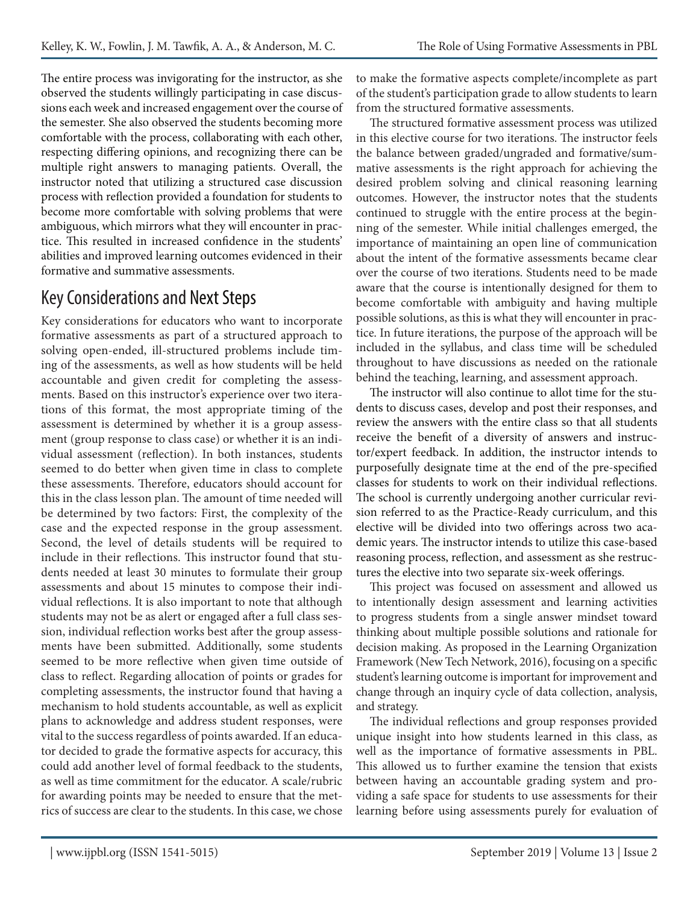The entire process was invigorating for the instructor, as she observed the students willingly participating in case discussions each week and increased engagement over the course of the semester. She also observed the students becoming more comfortable with the process, collaborating with each other, respecting differing opinions, and recognizing there can be multiple right answers to managing patients. Overall, the instructor noted that utilizing a structured case discussion process with reflection provided a foundation for students to become more comfortable with solving problems that were ambiguous, which mirrors what they will encounter in practice. This resulted in increased confidence in the students' abilities and improved learning outcomes evidenced in their formative and summative assessments.

## Key Considerations and Next Steps

Key considerations for educators who want to incorporate formative assessments as part of a structured approach to solving open-ended, ill-structured problems include timing of the assessments, as well as how students will be held accountable and given credit for completing the assessments. Based on this instructor's experience over two iterations of this format, the most appropriate timing of the assessment is determined by whether it is a group assessment (group response to class case) or whether it is an individual assessment (reflection). In both instances, students seemed to do better when given time in class to complete these assessments. Therefore, educators should account for this in the class lesson plan. The amount of time needed will be determined by two factors: First, the complexity of the case and the expected response in the group assessment. Second, the level of details students will be required to include in their reflections. This instructor found that students needed at least 30 minutes to formulate their group assessments and about 15 minutes to compose their individual reflections. It is also important to note that although students may not be as alert or engaged after a full class session, individual reflection works best after the group assessments have been submitted. Additionally, some students seemed to be more reflective when given time outside of class to reflect. Regarding allocation of points or grades for completing assessments, the instructor found that having a mechanism to hold students accountable, as well as explicit plans to acknowledge and address student responses, were vital to the success regardless of points awarded. If an educator decided to grade the formative aspects for accuracy, this could add another level of formal feedback to the students, as well as time commitment for the educator. A scale/rubric for awarding points may be needed to ensure that the metrics of success are clear to the students. In this case, we chose to make the formative aspects complete/incomplete as part of the student's participation grade to allow students to learn from the structured formative assessments.

The structured formative assessment process was utilized in this elective course for two iterations. The instructor feels the balance between graded/ungraded and formative/summative assessments is the right approach for achieving the desired problem solving and clinical reasoning learning outcomes. However, the instructor notes that the students continued to struggle with the entire process at the beginning of the semester. While initial challenges emerged, the importance of maintaining an open line of communication about the intent of the formative assessments became clear over the course of two iterations. Students need to be made aware that the course is intentionally designed for them to become comfortable with ambiguity and having multiple possible solutions, as this is what they will encounter in practice. In future iterations, the purpose of the approach will be included in the syllabus, and class time will be scheduled throughout to have discussions as needed on the rationale behind the teaching, learning, and assessment approach.

The instructor will also continue to allot time for the students to discuss cases, develop and post their responses, and review the answers with the entire class so that all students receive the benefit of a diversity of answers and instructor/expert feedback. In addition, the instructor intends to purposefully designate time at the end of the pre-specified classes for students to work on their individual reflections. The school is currently undergoing another curricular revision referred to as the Practice-Ready curriculum, and this elective will be divided into two offerings across two academic years. The instructor intends to utilize this case-based reasoning process, reflection, and assessment as she restructures the elective into two separate six-week offerings.

This project was focused on assessment and allowed us to intentionally design assessment and learning activities to progress students from a single answer mindset toward thinking about multiple possible solutions and rationale for decision making. As proposed in the Learning Organization Framework (New Tech Network, 2016), focusing on a specific student's learning outcome is important for improvement and change through an inquiry cycle of data collection, analysis, and strategy.

The individual reflections and group responses provided unique insight into how students learned in this class, as well as the importance of formative assessments in PBL. This allowed us to further examine the tension that exists between having an accountable grading system and providing a safe space for students to use assessments for their learning before using assessments purely for evaluation of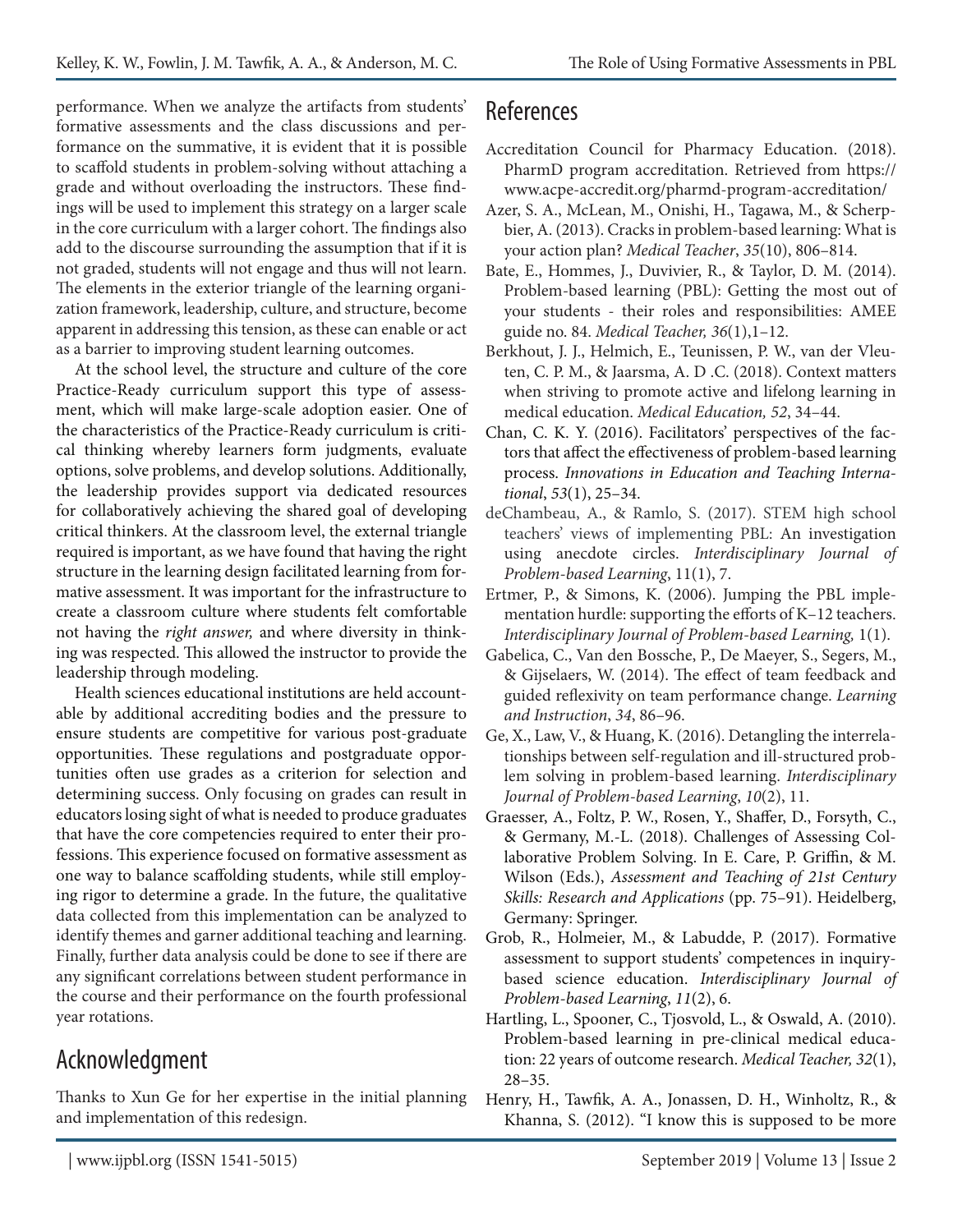performance. When we analyze the artifacts from students' formative assessments and the class discussions and performance on the summative, it is evident that it is possible to scaffold students in problem-solving without attaching a grade and without overloading the instructors. These findings will be used to implement this strategy on a larger scale in the core curriculum with a larger cohort. The findings also add to the discourse surrounding the assumption that if it is not graded, students will not engage and thus will not learn. The elements in the exterior triangle of the learning organization framework, leadership, culture, and structure, become apparent in addressing this tension, as these can enable or act as a barrier to improving student learning outcomes.

At the school level, the structure and culture of the core Practice-Ready curriculum support this type of assessment, which will make large-scale adoption easier. One of the characteristics of the Practice-Ready curriculum is critical thinking whereby learners form judgments, evaluate options, solve problems, and develop solutions. Additionally, the leadership provides support via dedicated resources for collaboratively achieving the shared goal of developing critical thinkers. At the classroom level, the external triangle required is important, as we have found that having the right structure in the learning design facilitated learning from formative assessment. It was important for the infrastructure to create a classroom culture where students felt comfortable not having the *right answer,* and where diversity in thinking was respected. This allowed the instructor to provide the leadership through modeling.

Health sciences educational institutions are held accountable by additional accrediting bodies and the pressure to ensure students are competitive for various post-graduate opportunities. These regulations and postgraduate opportunities often use grades as a criterion for selection and determining success. Only focusing on grades can result in educators losing sight of what is needed to produce graduates that have the core competencies required to enter their professions. This experience focused on formative assessment as one way to balance scaffolding students, while still employing rigor to determine a grade. In the future, the qualitative data collected from this implementation can be analyzed to identify themes and garner additional teaching and learning. Finally, further data analysis could be done to see if there are any significant correlations between student performance in the course and their performance on the fourth professional year rotations.

## Acknowledgment

Thanks to Xun Ge for her expertise in the initial planning and implementation of this redesign.

## References

Accreditation Council for Pharmacy Education. (2018). PharmD program accreditation. Retrieved from https://www.acpe-accredit.org/pharmd-program-accreditation/

Azer, S. A., McLean, M., Onishi, H., Tagawa, M., & Scherpbier, A. (2013). Cracks in problem-based learning: What is your action plan? *Medical Teacher*, *35*(10), 806–814.

Bate, E., Hommes, J., Duvivier, R., & Taylor, D. M. (2014). Problem-based learning (PBL): Getting the most out of your students - their roles and responsibilities: AMEE guide no. 84. *Medical Teacher, 36*(1),1–12.

Berkhout, J. J., Helmich, E., Teunissen, P. W., van der Vleuten, C. P. M., & Jaarsma, A. D .C. (2018). Context matters when striving to promote active and lifelong learning in medical education. *Medical Education, 52*, 34–44.

Chan, C. K. Y. (2016). Facilitators' perspectives of the factors that affect the effectiveness of problem-based learning process. *Innovations in Education and Teaching International*, *53*(1), 25–34.

deChambeau, A., & Ramlo, S. (2017). STEM high school teachers' views of implementing PBL: An investigation using anecdote circles. *Interdisciplinary Journal of Problem-based Learning*, 11(1), 7.

Ertmer, P., & Simons, K. (2006). Jumping the PBL implementation hurdle: supporting the efforts of K–12 teachers. *Interdisciplinary Journal of Problem-based Learning,* 1(1).

Gabelica, C., Van den Bossche, P., De Maeyer, S., Segers, M., & Gijselaers, W. (2014). The effect of team feedback and guided reflexivity on team performance change. *Learning and Instruction*, *34*, 86–96.

Ge, X., Law, V., & Huang, K. (2016). Detangling the interrelationships between self-regulation and ill-structured problem solving in problem-based learning. *Interdisciplinary Journal of Problem-based Learning*, *10*(2), 11.

Graesser, A., Foltz, P. W., Rosen, Y., Shaffer, D., Forsyth, C., & Germany, M.-L. (2018). Challenges of Assessing Collaborative Problem Solving. In E. Care, P. Griffin, & M. Wilson (Eds.), *Assessment and Teaching of 21st Century Skills: Research and Applications* (pp. 75–91). Heidelberg, Germany: Springer.

Grob, R., Holmeier, M., & Labudde, P. (2017). Formative assessment to support students' competences in inquiry-based science education. *Interdisciplinary Journal of Problem-based Learning*, *11*(2), 6.

Hartling, L., Spooner, C., Tjosvold, L., & Oswald, A. (2010). Problem-based learning in pre-clinical medical education: 22 years of outcome research. *Medical Teacher, 32*(1), 28–35.

Henry, H., Tawfik, A. A., Jonassen, D. H., Winholtz, R., & Khanna, S. (2012). "I know this is supposed to be more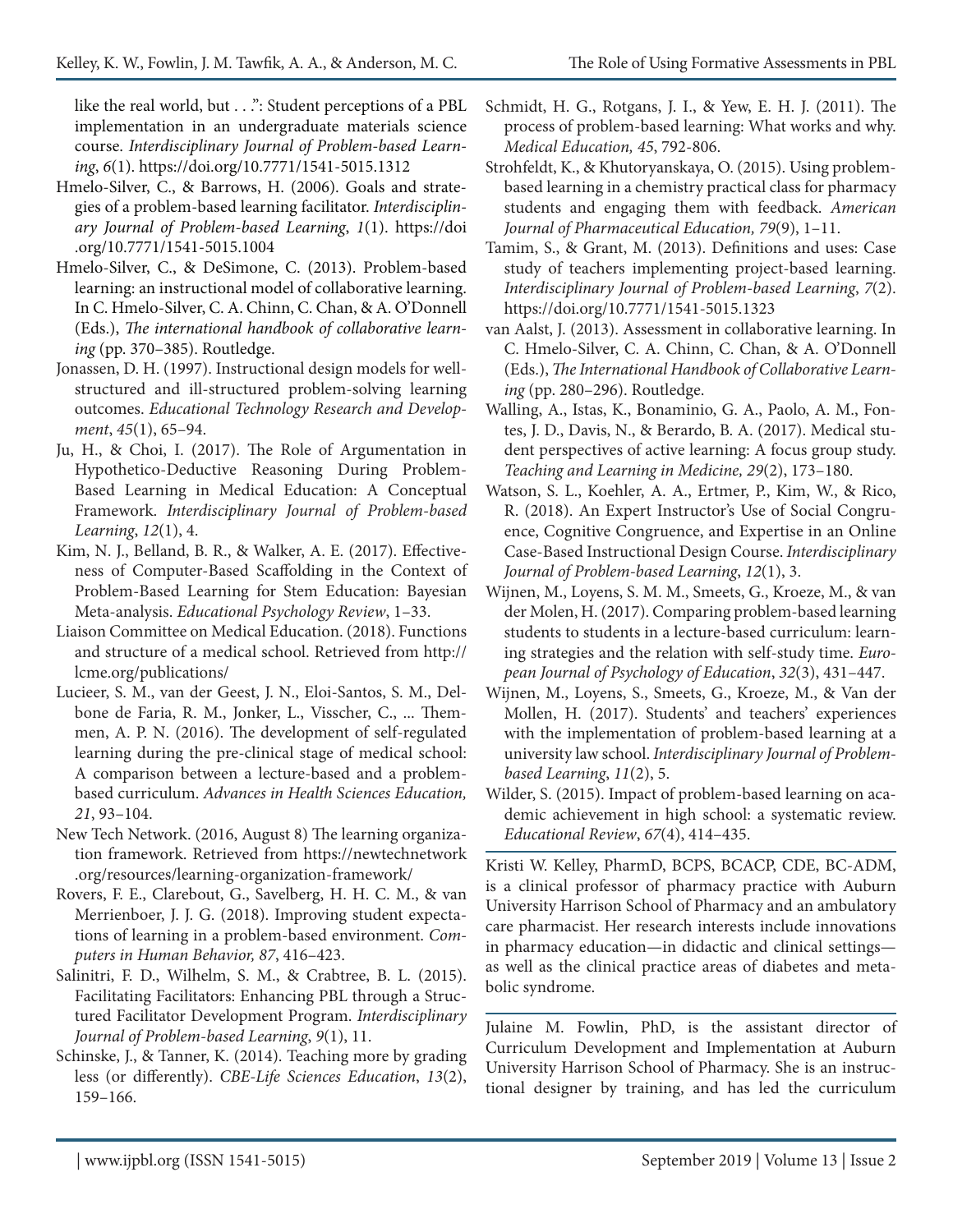like the real world, but . . .": Student perceptions of a PBL implementation in an undergraduate materials science course. *Interdisciplinary Journal of Problem-based Learning*, *6*(1). https://doi.org/10.7771/1541-5015.1312

Hmelo-Silver, C., & Barrows, H. (2006). Goals and strategies of a problem-based learning facilitator. *Interdisciplinary Journal of Problem-based Learning*, *1*(1). https://doi.org/10.7771/1541-5015.1004

Hmelo-Silver, C., & DeSimone, C. (2013). Problem-based learning: an instructional model of collaborative learning. In C. Hmelo-Silver, C. A. Chinn, C. Chan, & A. O'Donnell (Eds.), *The international handbook of collaborative learning* (pp. 370–385). Routledge.

Jonassen, D. H. (1997). Instructional design models for well-structured and ill-structured problem-solving learning outcomes. *Educational Technology Research and Development*, *45*(1), 65–94.

Ju, H., & Choi, I. (2017). The Role of Argumentation in Hypothetico-Deductive Reasoning During Problem-Based Learning in Medical Education: A Conceptual Framework. *Interdisciplinary Journal of Problem-based Learning*, *12*(1), 4.

Kim, N. J., Belland, B. R., & Walker, A. E. (2017). Effectiveness of Computer-Based Scaffolding in the Context of Problem-Based Learning for Stem Education: Bayesian Meta-analysis. *Educational Psychology Review*, 1–33.

Liaison Committee on Medical Education. (2018). Functions and structure of a medical school. Retrieved from http://lcme.org/publications/

Lucieer, S. M., van der Geest, J. N., Eloi-Santos, S. M., Delbone de Faria, R. M., Jonker, L., Visscher, C., ... Themmen, A. P. N. (2016). The development of self-regulated learning during the pre-clinical stage of medical school: A comparison between a lecture-based and a problem-based curriculum. *Advances in Health Sciences Education, 21*, 93–104.

New Tech Network. (2016, August 8) The learning organization framework. Retrieved from https://newtechnetwork.org/resources/learning-organization-framework/

Rovers, F. E., Clarebout, G., Savelberg, H. H. C. M., & van Merrienboer, J. J. G. (2018). Improving student expectations of learning in a problem-based environment. *Computers in Human Behavior, 87*, 416–423.

Salinitri, F. D., Wilhelm, S. M., & Crabtree, B. L. (2015). Facilitating Facilitators: Enhancing PBL through a Structured Facilitator Development Program. *Interdisciplinary Journal of Problem-based Learning*, *9*(1), 11.

Schinske, J., & Tanner, K. (2014). Teaching more by grading less (or differently). *CBE-Life Sciences Education*, *13*(2), 159–166.

Schmidt, H. G., Rotgans, J. I., & Yew, E. H. J. (2011). The process of problem-based learning: What works and why. *Medical Education, 45*, 792-806.

Strohfeldt, K., & Khutoryanskaya, O. (2015). Using problem-based learning in a chemistry practical class for pharmacy students and engaging them with feedback. *American Journal of Pharmaceutical Education, 79*(9), 1–11.

Tamim, S., & Grant, M. (2013). Definitions and uses: Case study of teachers implementing project-based learning. *Interdisciplinary Journal of Problem-based Learning*, *7*(2). https://doi.org/10.7771/1541-5015.1323

van Aalst, J. (2013). Assessment in collaborative learning. In C. Hmelo-Silver, C. A. Chinn, C. Chan, & A. O'Donnell (Eds.), *The International Handbook of Collaborative Learning* (pp. 280–296). Routledge.

Walling, A., Istas, K., Bonaminio, G. A., Paolo, A. M., Fontes, J. D., Davis, N., & Berardo, B. A. (2017). Medical student perspectives of active learning: A focus group study. *Teaching and Learning in Medicine, 29*(2), 173–180.

Watson, S. L., Koehler, A. A., Ertmer, P., Kim, W., & Rico, R. (2018). An Expert Instructor's Use of Social Congruence, Cognitive Congruence, and Expertise in an Online Case-Based Instructional Design Course. *Interdisciplinary Journal of Problem-based Learning*, *12*(1), 3.

Wijnen, M., Loyens, S. M. M., Smeets, G., Kroeze, M., & van der Molen, H. (2017). Comparing problem-based learning students to students in a lecture-based curriculum: learning strategies and the relation with self-study time. *European Journal of Psychology of Education*, *32*(3), 431–447.

Wijnen, M., Loyens, S., Smeets, G., Kroeze, M., & Van der Mollen, H. (2017). Students' and teachers' experiences with the implementation of problem-based learning at a university law school. *Interdisciplinary Journal of Problem-based Learning*, *11*(2), 5.

Wilder, S. (2015). Impact of problem-based learning on academic achievement in high school: a systematic review. *Educational Review*, *67*(4), 414–435.

---

Kristi W. Kelley, PharmD, BCPS, BCACP, CDE, BC-ADM, is a clinical professor of pharmacy practice with Auburn University Harrison School of Pharmacy and an ambulatory care pharmacist. Her research interests include innovations in pharmacy education—in didactic and clinical settings—as well as the clinical practice areas of diabetes and metabolic syndrome.

---

Julaine M. Fowlin, PhD, is the assistant director of Curriculum Development and Implementation at Auburn University Harrison School of Pharmacy. She is an instructional designer by training, and has led the curriculum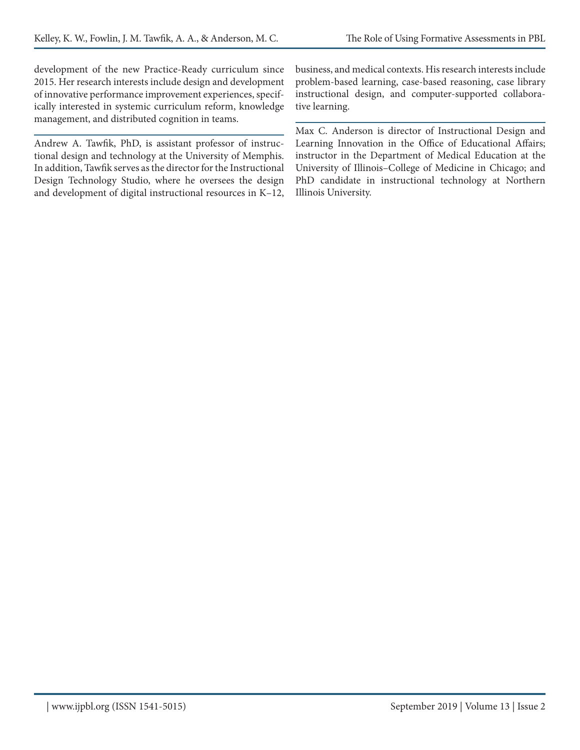development of the new Practice-Ready curriculum since 2015. Her research interests include design and development of innovative performance improvement experiences, specifically interested in systemic curriculum reform, knowledge management, and distributed cognition in teams.

Andrew A. Tawfik, PhD, is assistant professor of instructional design and technology at the University of Memphis. In addition, Tawfik serves as the director for the Instructional Design Technology Studio, where he oversees the design and development of digital instructional resources in K–12, business, and medical contexts. His research interests include problem-based learning, case-based reasoning, case library instructional design, and computer-supported collaborative learning.

Max C. Anderson is director of Instructional Design and Learning Innovation in the Office of Educational Affairs; instructor in the Department of Medical Education at the University of Illinois–College of Medicine in Chicago; and PhD candidate in instructional technology at Northern Illinois University.